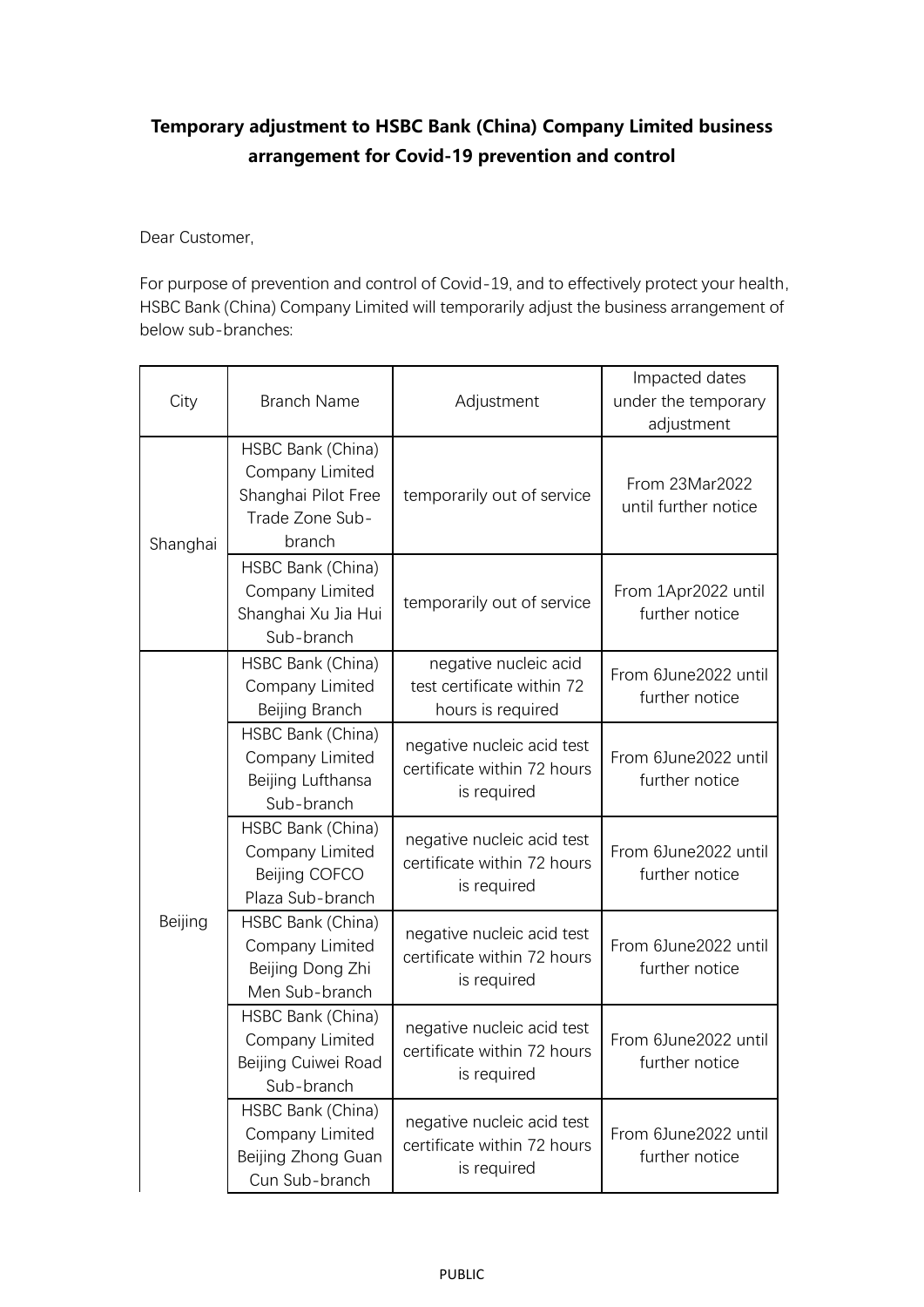**Temporary adjustment to HSBC Bank (China) Company Limited business arrangement for Covid-19 prevention and control**

Dear Customer,

For purpose of prevention and control of Covid-19, and to effectively protect your health, HSBC Bank (China) Company Limited will temporarily adjust the business arrangement of below sub-branches:

| City | Branch Name | Adjustment | Impacted dates under the temporary adjustment |
|---|---|---|---|
| Shanghai | HSBC Bank (China) Company Limited Shanghai Pilot Free Trade Zone Sub-branch | temporarily out of service | From 23Mar2022 until further notice |
| | HSBC Bank (China) Company Limited Shanghai Xu Jia Hui Sub-branch | temporarily out of service | From 1Apr2022 until further notice |
| Beijing | HSBC Bank (China) Company Limited Beijing Branch | negative nucleic acid test certificate within 72 hours is required | From 6June2022 until further notice |
| | HSBC Bank (China) Company Limited Beijing Lufthansa Sub-branch | negative nucleic acid test certificate within 72 hours is required | From 6June2022 until further notice |
| | HSBC Bank (China) Company Limited Beijing COFCO Plaza Sub-branch | negative nucleic acid test certificate within 72 hours is required | From 6June2022 until further notice |
| | HSBC Bank (China) Company Limited Beijing Dong Zhi Men Sub-branch | negative nucleic acid test certificate within 72 hours is required | From 6June2022 until further notice |
| | HSBC Bank (China) Company Limited Beijing Cuiwei Road Sub-branch | negative nucleic acid test certificate within 72 hours is required | From 6June2022 until further notice |
| | HSBC Bank (China) Company Limited Beijing Zhong Guan Cun Sub-branch | negative nucleic acid test certificate within 72 hours is required | From 6June2022 until further notice |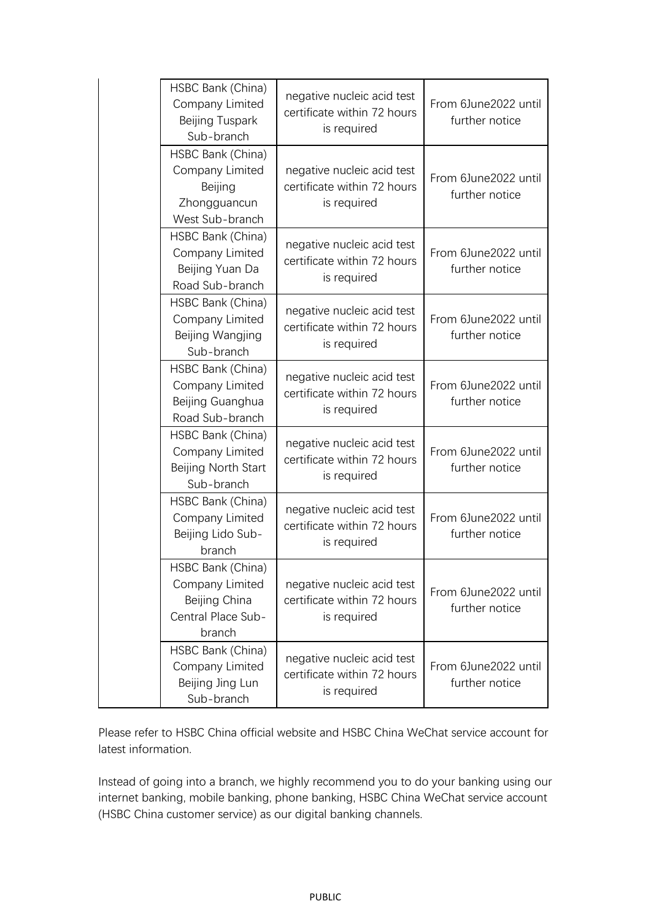| | HSBC Bank (China) Company Limited Beijing Tuspark Sub-branch | negative nucleic acid test certificate within 72 hours is required | From 6June2022 until further notice |
|---|---|---|---|
| | HSBC Bank (China) Company Limited Beijing Zhongguancun West Sub-branch | negative nucleic acid test certificate within 72 hours is required | From 6June2022 until further notice |
| | HSBC Bank (China) Company Limited Beijing Yuan Da Road Sub-branch | negative nucleic acid test certificate within 72 hours is required | From 6June2022 until further notice |
| | HSBC Bank (China) Company Limited Beijing Wangjing Sub-branch | negative nucleic acid test certificate within 72 hours is required | From 6June2022 until further notice |
| | HSBC Bank (China) Company Limited Beijing Guanghua Road Sub-branch | negative nucleic acid test certificate within 72 hours is required | From 6June2022 until further notice |
| | HSBC Bank (China) Company Limited Beijing North Start Sub-branch | negative nucleic acid test certificate within 72 hours is required | From 6June2022 until further notice |
| | HSBC Bank (China) Company Limited Beijing Lido Sub-branch | negative nucleic acid test certificate within 72 hours is required | From 6June2022 until further notice |
| | HSBC Bank (China) Company Limited Beijing China Central Place Sub-branch | negative nucleic acid test certificate within 72 hours is required | From 6June2022 until further notice |
| | HSBC Bank (China) Company Limited Beijing Jing Lun Sub-branch | negative nucleic acid test certificate within 72 hours is required | From 6June2022 until further notice |

Please refer to HSBC China official website and HSBC China WeChat service account for latest information.

Instead of going into a branch, we highly recommend you to do your banking using our internet banking, mobile banking, phone banking, HSBC China WeChat service account (HSBC China customer service) as our digital banking channels.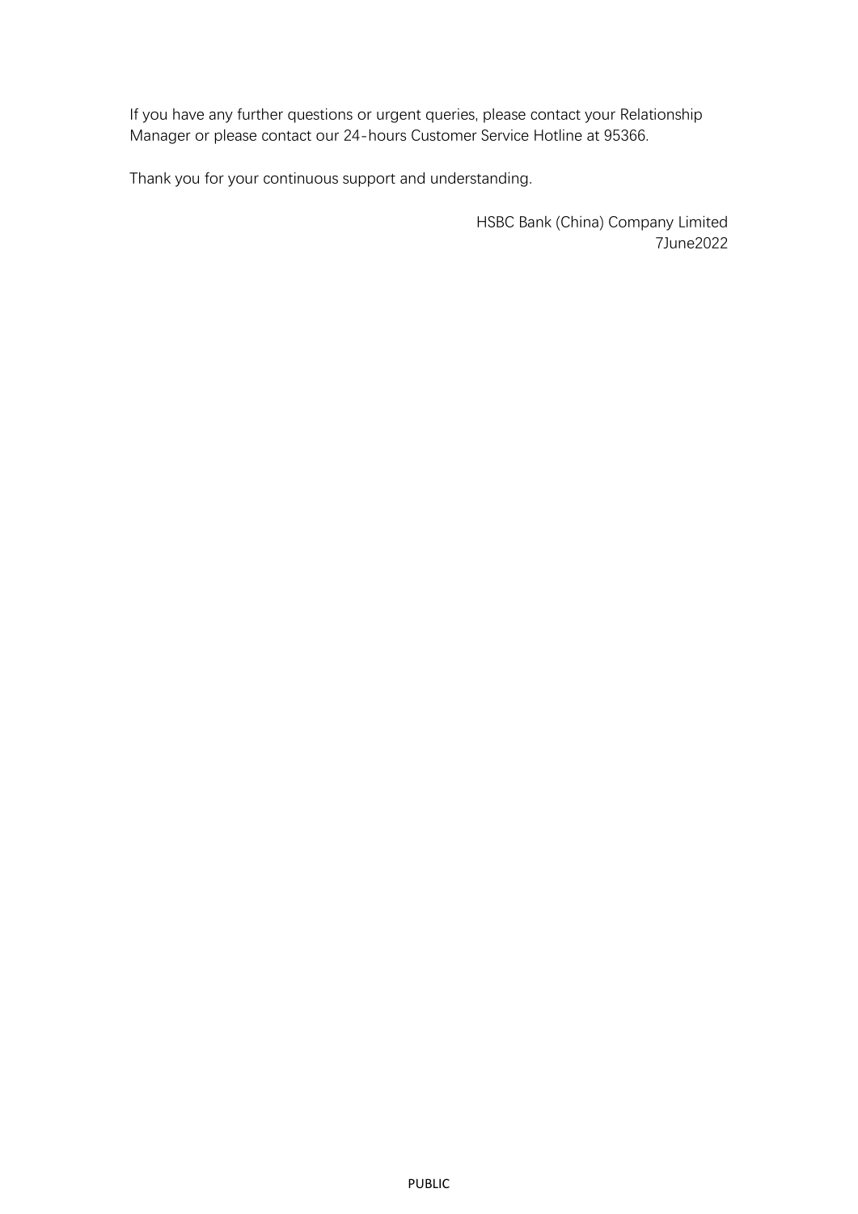If you have any further questions or urgent queries, please contact your Relationship Manager or please contact our 24-hours Customer Service Hotline at 95366.

Thank you for your continuous support and understanding.

HSBC Bank (China) Company Limited
7June2022

PUBLIC